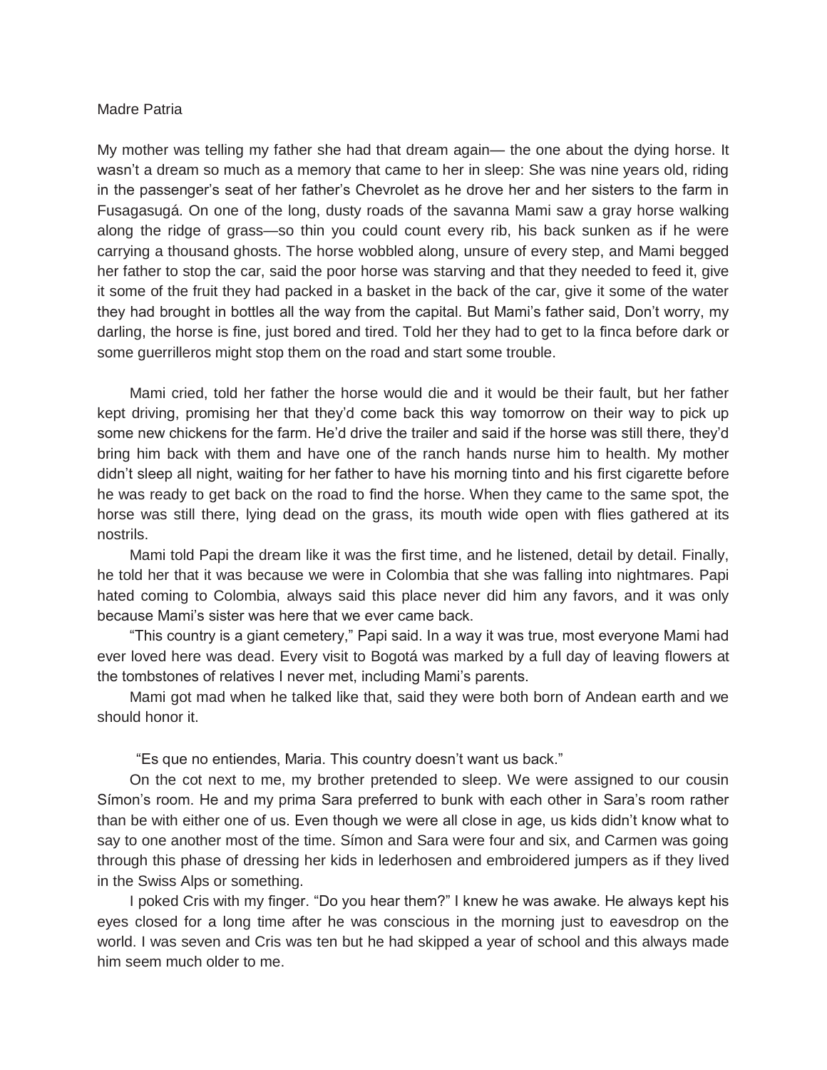# Madre Patria

My mother was telling my father she had that dream again— the one about the dying horse. It wasn't a dream so much as a memory that came to her in sleep: She was nine years old, riding in the passenger's seat of her father's Chevrolet as he drove her and her sisters to the farm in Fusagasugá. On one of the long, dusty roads of the savanna Mami saw a gray horse walking along the ridge of grass—so thin you could count every rib, his back sunken as if he were carrying a thousand ghosts. The horse wobbled along, unsure of every step, and Mami begged her father to stop the car, said the poor horse was starving and that they needed to feed it, give it some of the fruit they had packed in a basket in the back of the car, give it some of the water they had brought in bottles all the way from the capital. But Mami's father said, Don't worry, my darling, the horse is fine, just bored and tired. Told her they had to get to la finca before dark or some guerrilleros might stop them on the road and start some trouble.

Mami cried, told her father the horse would die and it would be their fault, but her father kept driving, promising her that they'd come back this way tomorrow on their way to pick up some new chickens for the farm. He'd drive the trailer and said if the horse was still there, they'd bring him back with them and have one of the ranch hands nurse him to health. My mother didn't sleep all night, waiting for her father to have his morning tinto and his first cigarette before he was ready to get back on the road to find the horse. When they came to the same spot, the horse was still there, lying dead on the grass, its mouth wide open with flies gathered at its nostrils.

Mami told Papi the dream like it was the first time, and he listened, detail by detail. Finally, he told her that it was because we were in Colombia that she was falling into nightmares. Papi hated coming to Colombia, always said this place never did him any favors, and it was only because Mami's sister was here that we ever came back.

"This country is a giant cemetery," Papi said. In a way it was true, most everyone Mami had ever loved here was dead. Every visit to Bogotá was marked by a full day of leaving flowers at the tombstones of relatives I never met, including Mami's parents.

Mami got mad when he talked like that, said they were both born of Andean earth and we should honor it.

"Es que no entiendes, Maria. This country doesn't want us back."

On the cot next to me, my brother pretended to sleep. We were assigned to our cousin Símon's room. He and my prima Sara preferred to bunk with each other in Sara's room rather than be with either one of us. Even though we were all close in age, us kids didn't know what to say to one another most of the time. Símon and Sara were four and six, and Carmen was going through this phase of dressing her kids in lederhosen and embroidered jumpers as if they lived in the Swiss Alps or something.

I poked Cris with my finger. "Do you hear them?" I knew he was awake. He always kept his eyes closed for a long time after he was conscious in the morning just to eavesdrop on the world. I was seven and Cris was ten but he had skipped a year of school and this always made him seem much older to me.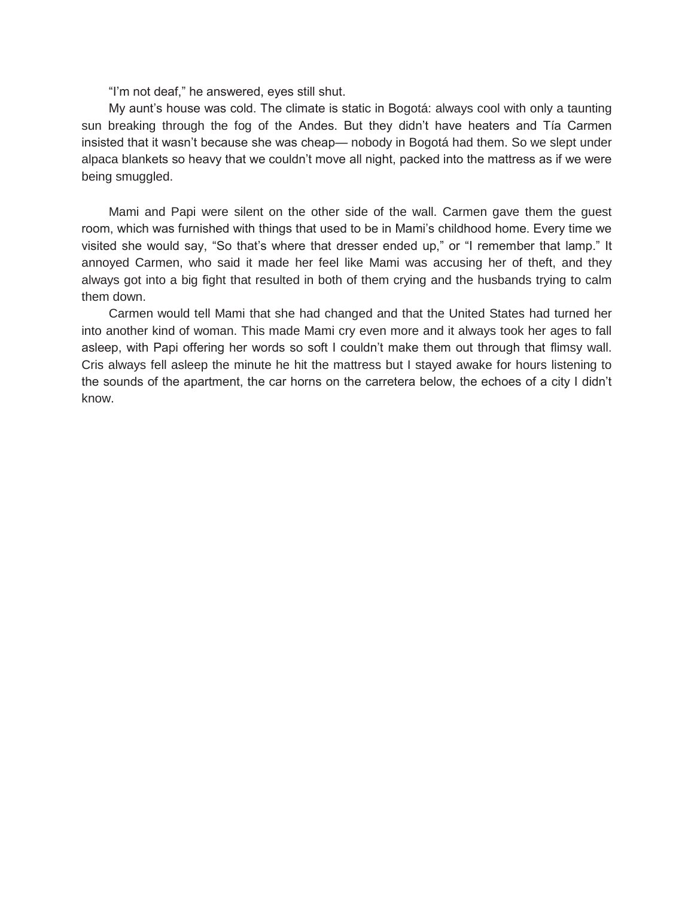"I'm not deaf," he answered, eyes still shut.

My aunt's house was cold. The climate is static in Bogotá: always cool with only a taunting sun breaking through the fog of the Andes. But they didn't have heaters and Tía Carmen insisted that it wasn't because she was cheap— nobody in Bogotá had them. So we slept under alpaca blankets so heavy that we couldn't move all night, packed into the mattress as if we were being smuggled.

Mami and Papi were silent on the other side of the wall. Carmen gave them the guest room, which was furnished with things that used to be in Mami's childhood home. Every time we visited she would say, "So that's where that dresser ended up," or "I remember that lamp." It annoyed Carmen, who said it made her feel like Mami was accusing her of theft, and they always got into a big fight that resulted in both of them crying and the husbands trying to calm them down.

Carmen would tell Mami that she had changed and that the United States had turned her into another kind of woman. This made Mami cry even more and it always took her ages to fall asleep, with Papi offering her words so soft I couldn't make them out through that flimsy wall. Cris always fell asleep the minute he hit the mattress but I stayed awake for hours listening to the sounds of the apartment, the car horns on the carretera below, the echoes of a city I didn't know.